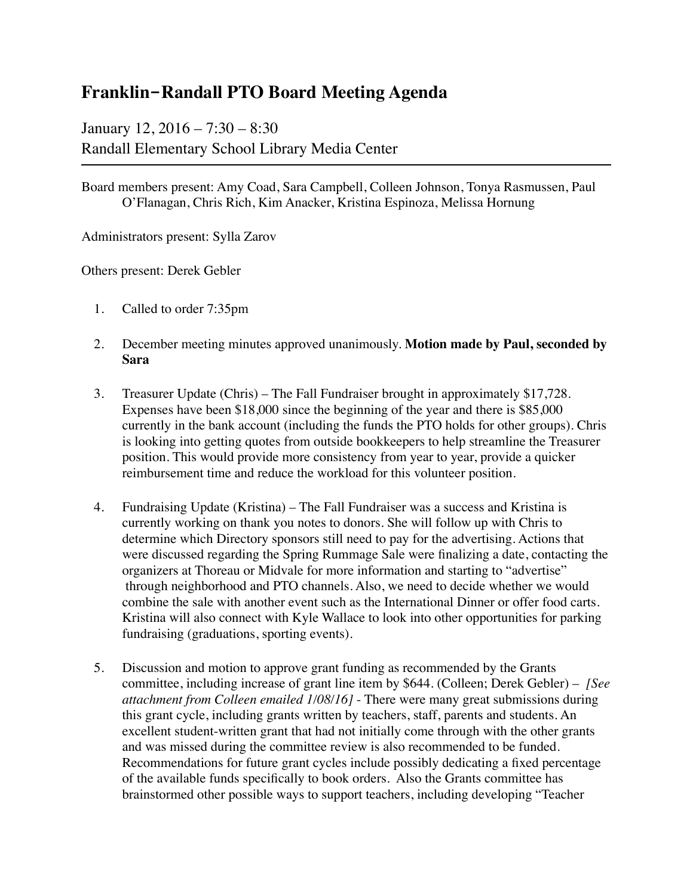# Franklin-Randall PTO Board Meeting Agenda

January 12, 2016 – 7:30 – 8:30
Randall Elementary School Library Media Center

---

Board members present: Amy Coad, Sara Campbell, Colleen Johnson, Tonya Rasmussen, Paul O'Flanagan, Chris Rich, Kim Anacker, Kristina Espinoza, Melissa Hornung

Administrators present: Sylla Zarov

Others present: Derek Gebler

1. Called to order 7:35pm

2. December meeting minutes approved unanimously. **Motion made by Paul, seconded by Sara**

3. Treasurer Update (Chris) – The Fall Fundraiser brought in approximately $17,728. Expenses have been $18,000 since the beginning of the year and there is $85,000 currently in the bank account (including the funds the PTO holds for other groups). Chris is looking into getting quotes from outside bookkeepers to help streamline the Treasurer position. This would provide more consistency from year to year, provide a quicker reimbursement time and reduce the workload for this volunteer position.

4. Fundraising Update (Kristina) – The Fall Fundraiser was a success and Kristina is currently working on thank you notes to donors. She will follow up with Chris to determine which Directory sponsors still need to pay for the advertising. Actions that were discussed regarding the Spring Rummage Sale were finalizing a date, contacting the organizers at Thoreau or Midvale for more information and starting to "advertise" through neighborhood and PTO channels. Also, we need to decide whether we would combine the sale with another event such as the International Dinner or offer food carts. Kristina will also connect with Kyle Wallace to look into other opportunities for parking fundraising (graduations, sporting events).

5. Discussion and motion to approve grant funding as recommended by the Grants committee, including increase of grant line item by $644. (Colleen; Derek Gebler) – *[See attachment from Colleen emailed 1/08/16]* - There were many great submissions during this grant cycle, including grants written by teachers, staff, parents and students. An excellent student-written grant that had not initially come through with the other grants and was missed during the committee review is also recommended to be funded. Recommendations for future grant cycles include possibly dedicating a fixed percentage of the available funds specifically to book orders. Also the Grants committee has brainstormed other possible ways to support teachers, including developing "Teacher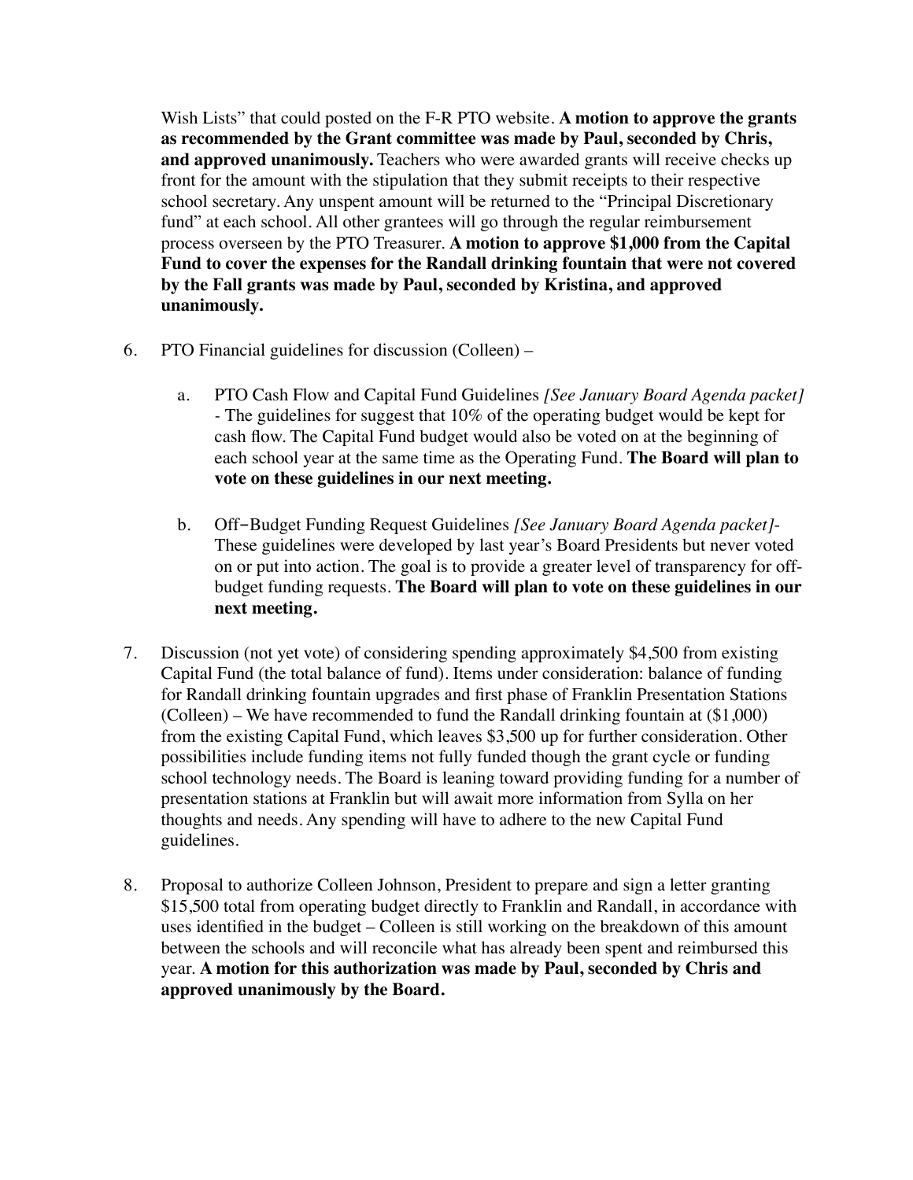Wish Lists" that could posted on the F-R PTO website. **A motion to approve the grants as recommended by the Grant committee was made by Paul, seconded by Chris, and approved unanimously.** Teachers who were awarded grants will receive checks up front for the amount with the stipulation that they submit receipts to their respective school secretary. Any unspent amount will be returned to the "Principal Discretionary fund" at each school. All other grantees will go through the regular reimbursement process overseen by the PTO Treasurer. **A motion to approve $1,000 from the Capital Fund to cover the expenses for the Randall drinking fountain that were not covered by the Fall grants was made by Paul, seconded by Kristina, and approved unanimously.**

6. PTO Financial guidelines for discussion (Colleen) –

   a. PTO Cash Flow and Capital Fund Guidelines *[See January Board Agenda packet]* - The guidelines for suggest that 10% of the operating budget would be kept for cash flow. The Capital Fund budget would also be voted on at the beginning of each school year at the same time as the Operating Fund. **The Board will plan to vote on these guidelines in our next meeting.**

   b. Off-Budget Funding Request Guidelines *[See January Board Agenda packet]*- These guidelines were developed by last year's Board Presidents but never voted on or put into action. The goal is to provide a greater level of transparency for off-budget funding requests. **The Board will plan to vote on these guidelines in our next meeting.**

7. Discussion (not yet vote) of considering spending approximately $4,500 from existing Capital Fund (the total balance of fund). Items under consideration: balance of funding for Randall drinking fountain upgrades and first phase of Franklin Presentation Stations (Colleen) – We have recommended to fund the Randall drinking fountain at ($1,000) from the existing Capital Fund, which leaves $3,500 up for further consideration. Other possibilities include funding items not fully funded though the grant cycle or funding school technology needs. The Board is leaning toward providing funding for a number of presentation stations at Franklin but will await more information from Sylla on her thoughts and needs. Any spending will have to adhere to the new Capital Fund guidelines.

8. Proposal to authorize Colleen Johnson, President to prepare and sign a letter granting $15,500 total from operating budget directly to Franklin and Randall, in accordance with uses identified in the budget – Colleen is still working on the breakdown of this amount between the schools and will reconcile what has already been spent and reimbursed this year. **A motion for this authorization was made by Paul, seconded by Chris and approved unanimously by the Board.**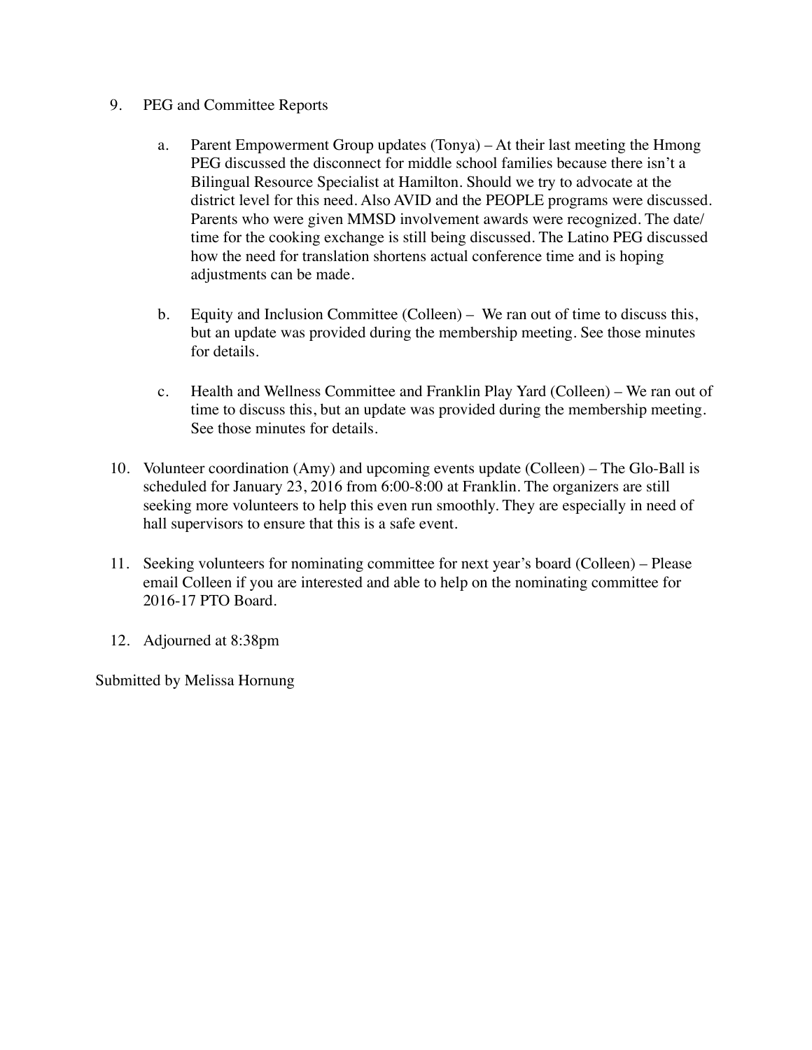9. PEG and Committee Reports

    a. Parent Empowerment Group updates (Tonya) – At their last meeting the Hmong PEG discussed the disconnect for middle school families because there isn't a Bilingual Resource Specialist at Hamilton. Should we try to advocate at the district level for this need. Also AVID and the PEOPLE programs were discussed. Parents who were given MMSD involvement awards were recognized. The date/ time for the cooking exchange is still being discussed. The Latino PEG discussed how the need for translation shortens actual conference time and is hoping adjustments can be made.

    b. Equity and Inclusion Committee (Colleen) – We ran out of time to discuss this, but an update was provided during the membership meeting. See those minutes for details.

    c. Health and Wellness Committee and Franklin Play Yard (Colleen) – We ran out of time to discuss this, but an update was provided during the membership meeting. See those minutes for details.

10. Volunteer coordination (Amy) and upcoming events update (Colleen) – The Glo-Ball is scheduled for January 23, 2016 from 6:00-8:00 at Franklin. The organizers are still seeking more volunteers to help this even run smoothly. They are especially in need of hall supervisors to ensure that this is a safe event.

11. Seeking volunteers for nominating committee for next year's board (Colleen) – Please email Colleen if you are interested and able to help on the nominating committee for 2016-17 PTO Board.

12. Adjourned at 8:38pm

Submitted by Melissa Hornung